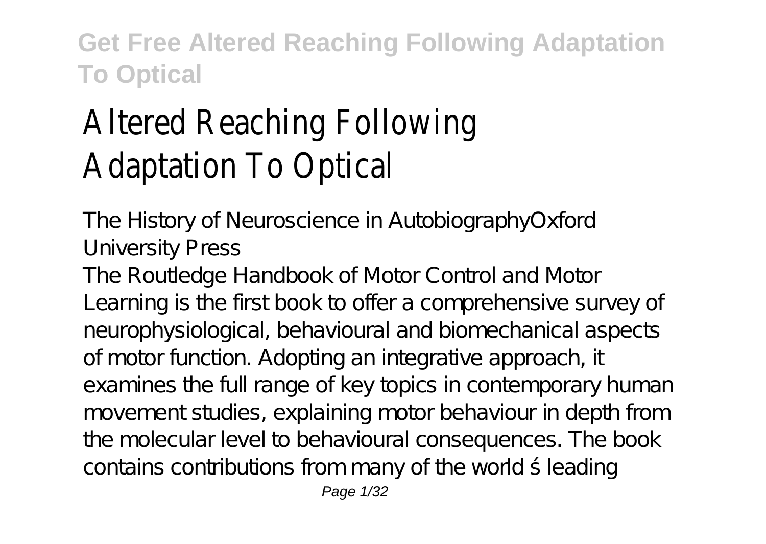# Altered Reaching Following Adaptation To Optical

The History of Neuroscience in AutobiographyOxford University Press

The Routledge Handbook of Motor Control and Motor Learning is the first book to offer a comprehensive survey of neurophysiological, behavioural and biomechanical aspects of motor function. Adopting an integrative approach, it examines the full range of key topics in contemporary human movement studies, explaining motor behaviour in depth from the molecular level to behavioural consequences. The book contains contributions from many of the world ś leading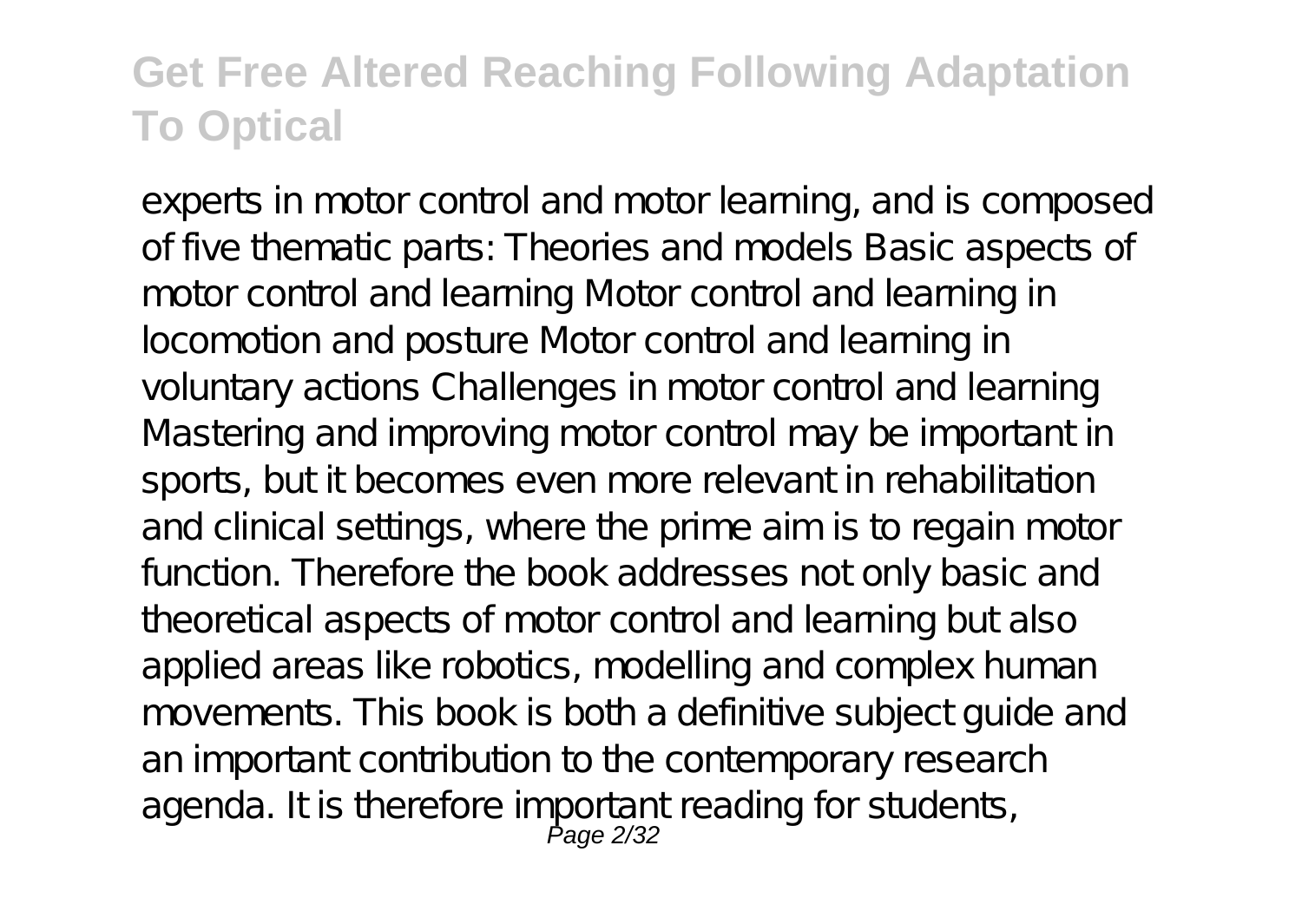experts in motor control and motor learning, and is composed of five thematic parts: Theories and models Basic aspects of motor control and learning Motor control and learning in locomotion and posture Motor control and learning in voluntary actions Challenges in motor control and learning Mastering and improving motor control may be important in sports, but it becomes even more relevant in rehabilitation and clinical settings, where the prime aim is to regain motor function. Therefore the book addresses not only basic and theoretical aspects of motor control and learning but also applied areas like robotics, modelling and complex human movements. This book is both a definitive subject guide and an important contribution to the contemporary research agenda. It is therefore important reading for students,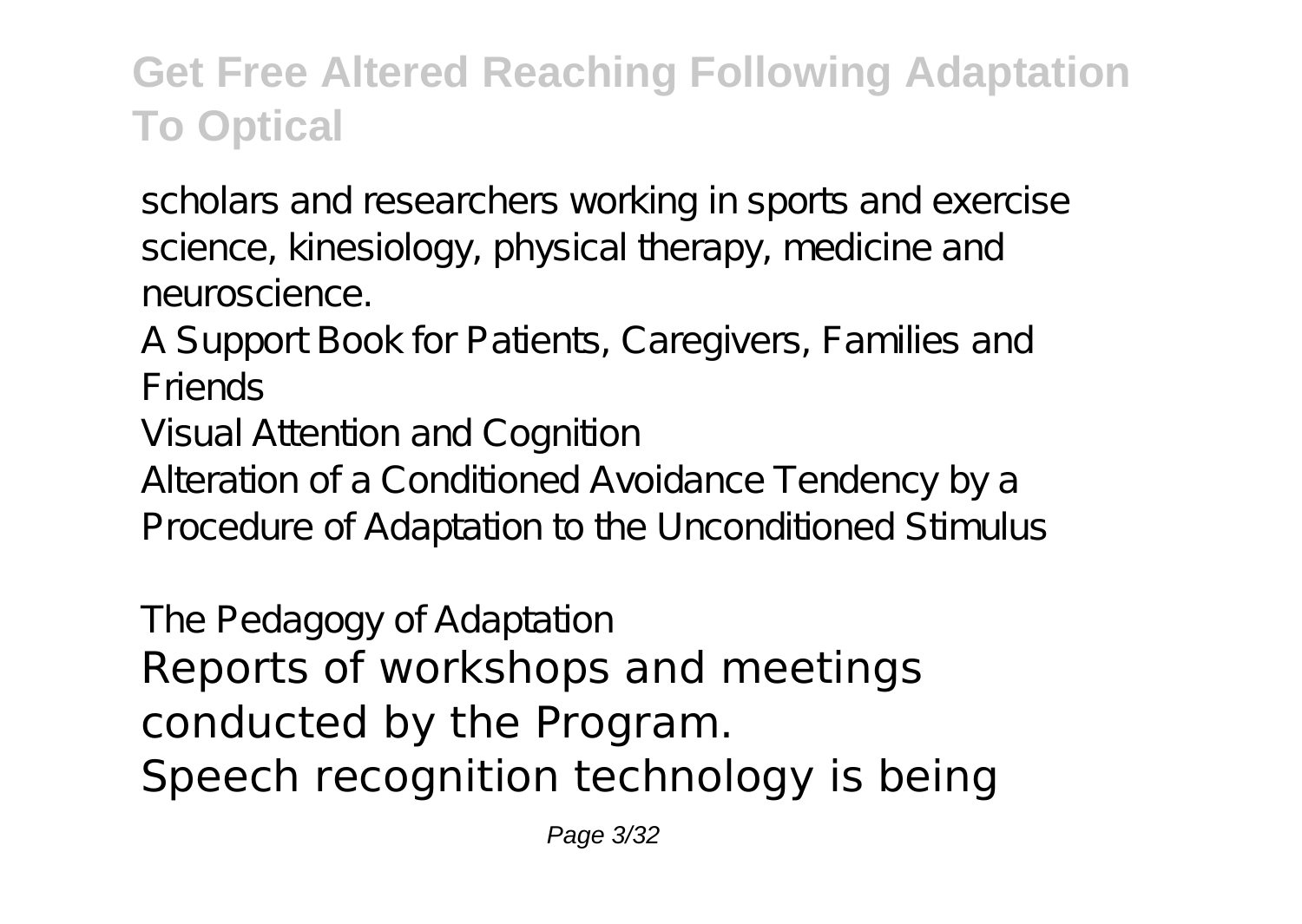## Get Free Altered Reaching Following Adaptation To Optical

scholars and researchers working in sports and exercise science, kinesiology, physical therapy, medicine and neuroscience.

A Support Book for Patients, Caregivers, Families and Friends

Visual Attention and Cognition

Alteration of a Conditioned Avoidance Tendency by a Procedure of Adaptation to the Unconditioned Stimulus

The Pedagogy of Adaptation

Reports of workshops and meetings conducted by the Program.

Speech recognition technology is being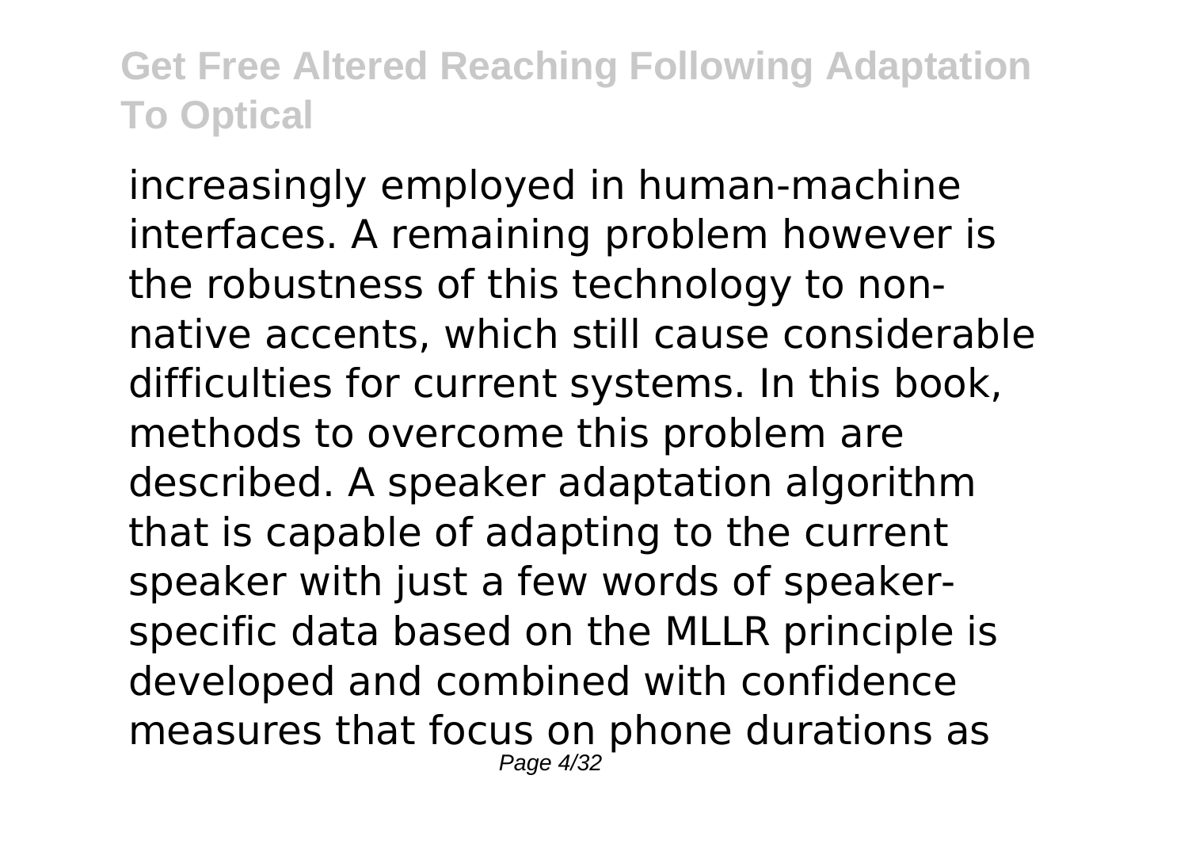increasingly employed in human-machine interfaces. A remaining problem however is the robustness of this technology to non-native accents, which still cause considerable difficulties for current systems. In this book, methods to overcome this problem are described. A speaker adaptation algorithm that is capable of adapting to the current speaker with just a few words of speaker-specific data based on the MLLR principle is developed and combined with confidence measures that focus on phone durations as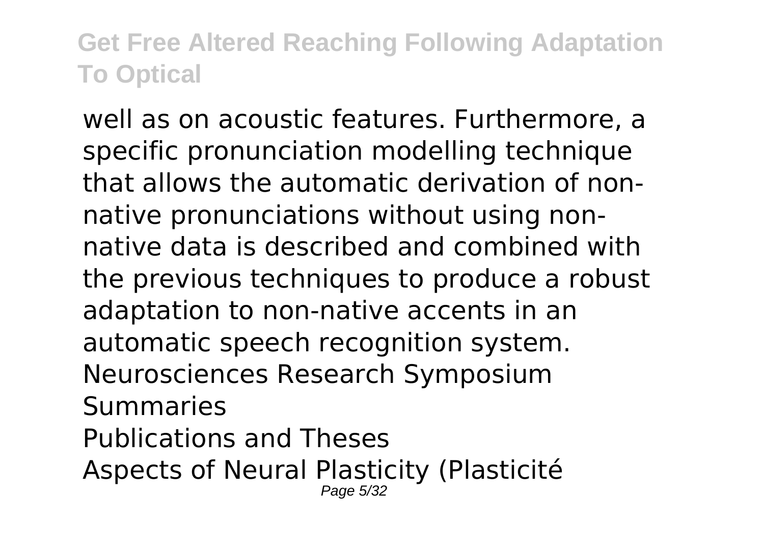well as on acoustic features. Furthermore, a specific pronunciation modelling technique that allows the automatic derivation of non-native pronunciations without using non-native data is described and combined with the previous techniques to produce a robust adaptation to non-native accents in an automatic speech recognition system.

Neurosciences Research Symposium Summaries

Publications and Theses

Aspects of Neural Plasticity (Plasticité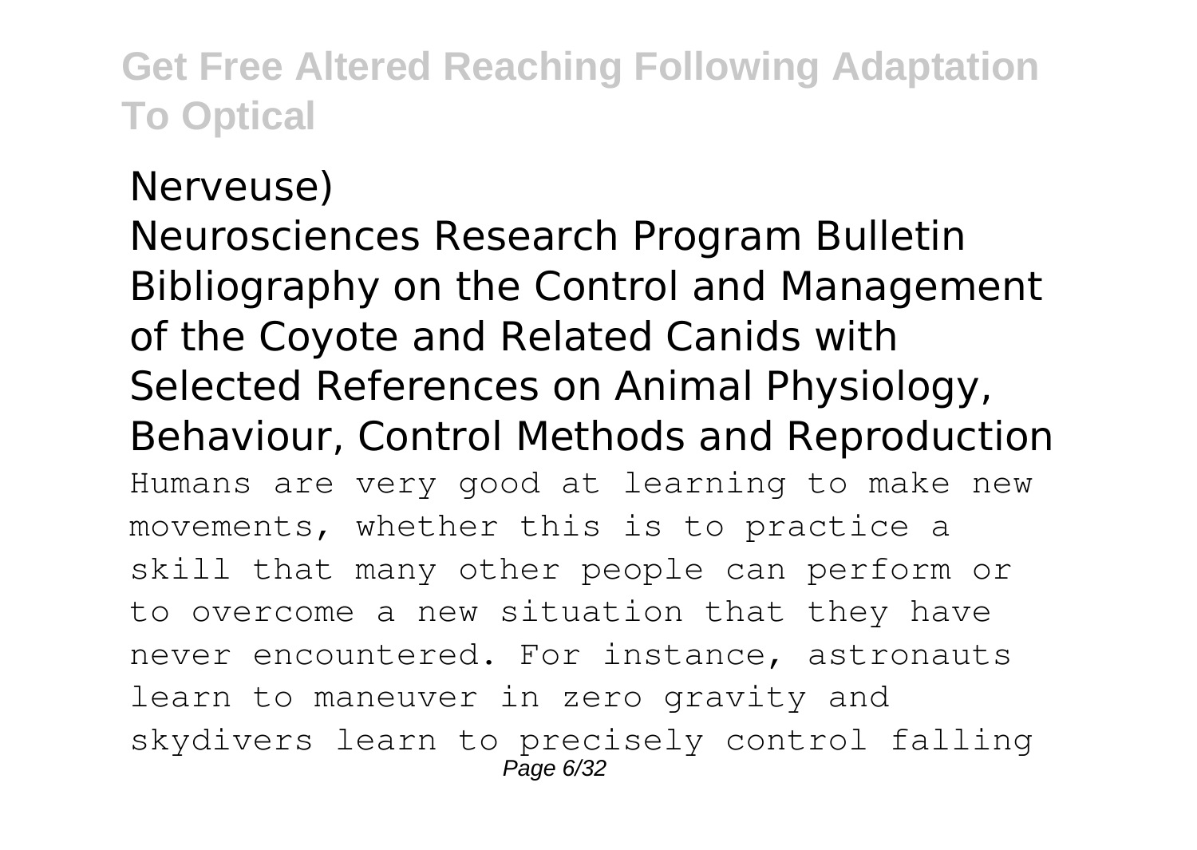Nerveuse)

Neurosciences Research Program Bulletin

Bibliography on the Control and Management of the Coyote and Related Canids with Selected References on Animal Physiology, Behaviour, Control Methods and Reproduction

Humans are very good at learning to make new movements, whether this is to practice a skill that many other people can perform or to overcome a new situation that they have never encountered. For instance, astronauts learn to maneuver in zero gravity and skydivers learn to precisely control falling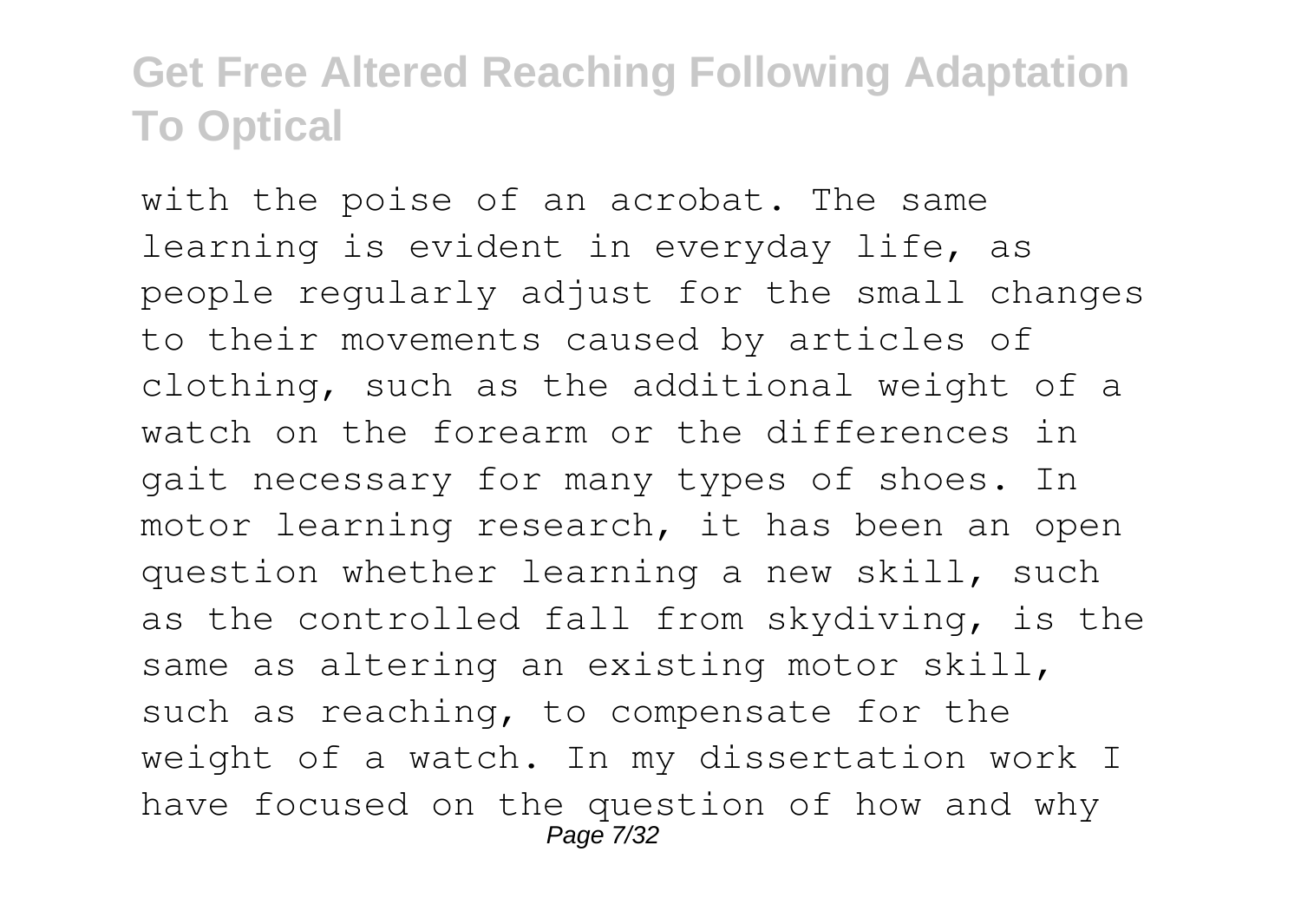with the poise of an acrobat. The same learning is evident in everyday life, as people regularly adjust for the small changes to their movements caused by articles of clothing, such as the additional weight of a watch on the forearm or the differences in gait necessary for many types of shoes. In motor learning research, it has been an open question whether learning a new skill, such as the controlled fall from skydiving, is the same as altering an existing motor skill, such as reaching, to compensate for the weight of a watch. In my dissertation work I have focused on the question of how and why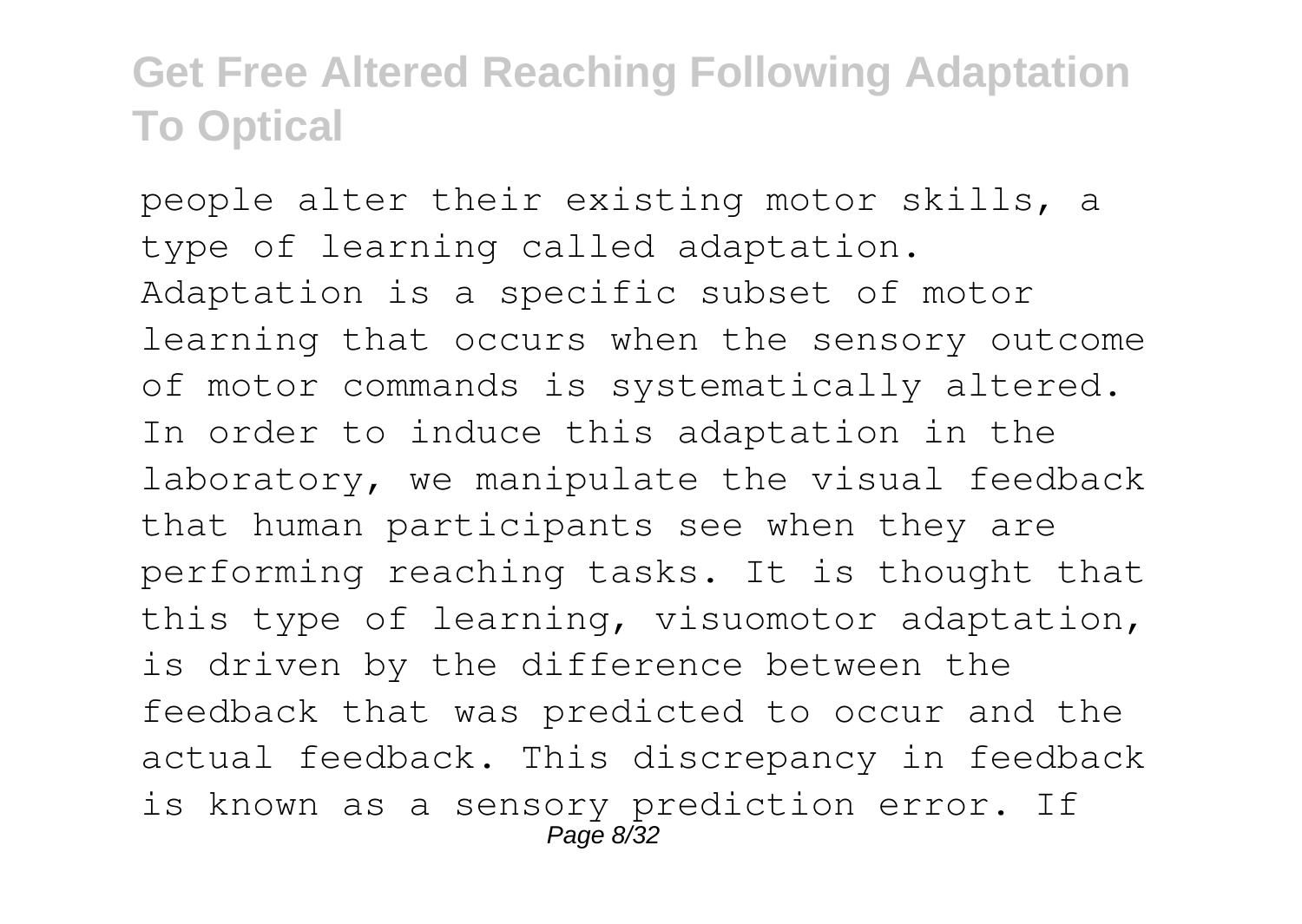people alter their existing motor skills, a type of learning called adaptation. Adaptation is a specific subset of motor learning that occurs when the sensory outcome of motor commands is systematically altered. In order to induce this adaptation in the laboratory, we manipulate the visual feedback that human participants see when they are performing reaching tasks. It is thought that this type of learning, visuomotor adaptation, is driven by the difference between the feedback that was predicted to occur and the actual feedback. This discrepancy in feedback is known as a sensory prediction error. If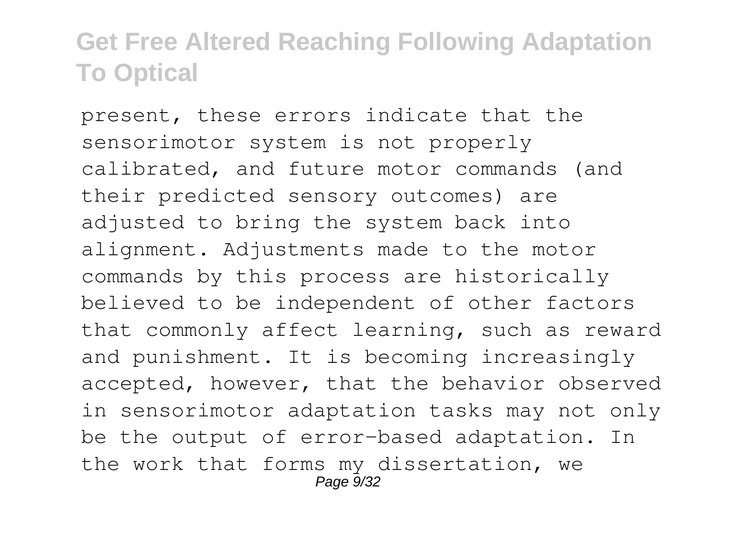present, these errors indicate that the sensorimotor system is not properly calibrated, and future motor commands (and their predicted sensory outcomes) are adjusted to bring the system back into alignment. Adjustments made to the motor commands by this process are historically believed to be independent of other factors that commonly affect learning, such as reward and punishment. It is becoming increasingly accepted, however, that the behavior observed in sensorimotor adaptation tasks may not only be the output of error-based adaptation. In the work that forms my dissertation, we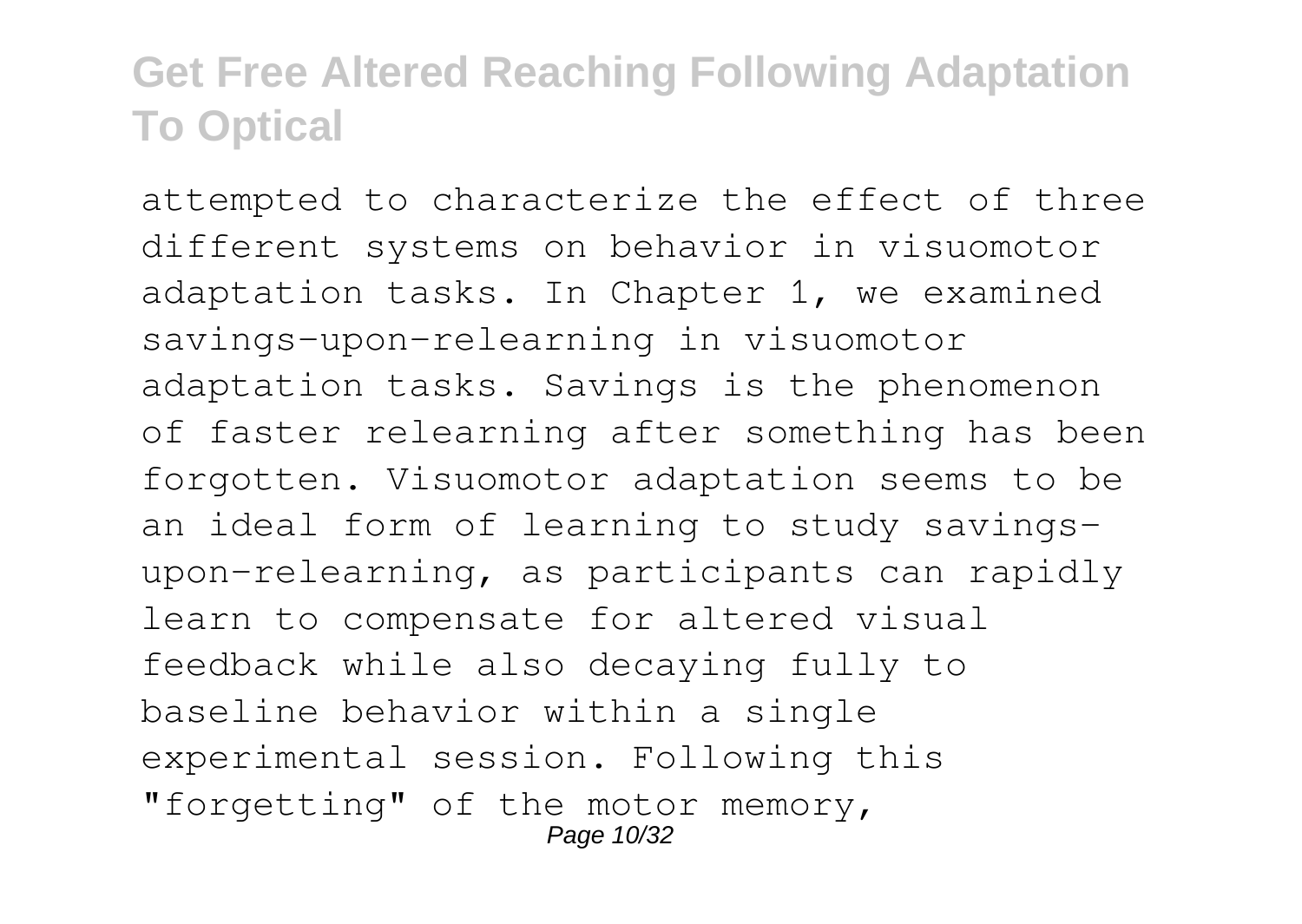attempted to characterize the effect of three different systems on behavior in visuomotor adaptation tasks. In Chapter 1, we examined savings-upon-relearning in visuomotor adaptation tasks. Savings is the phenomenon of faster relearning after something has been forgotten. Visuomotor adaptation seems to be an ideal form of learning to study savings-upon-relearning, as participants can rapidly learn to compensate for altered visual feedback while also decaying fully to baseline behavior within a single experimental session. Following this "forgetting" of the motor memory,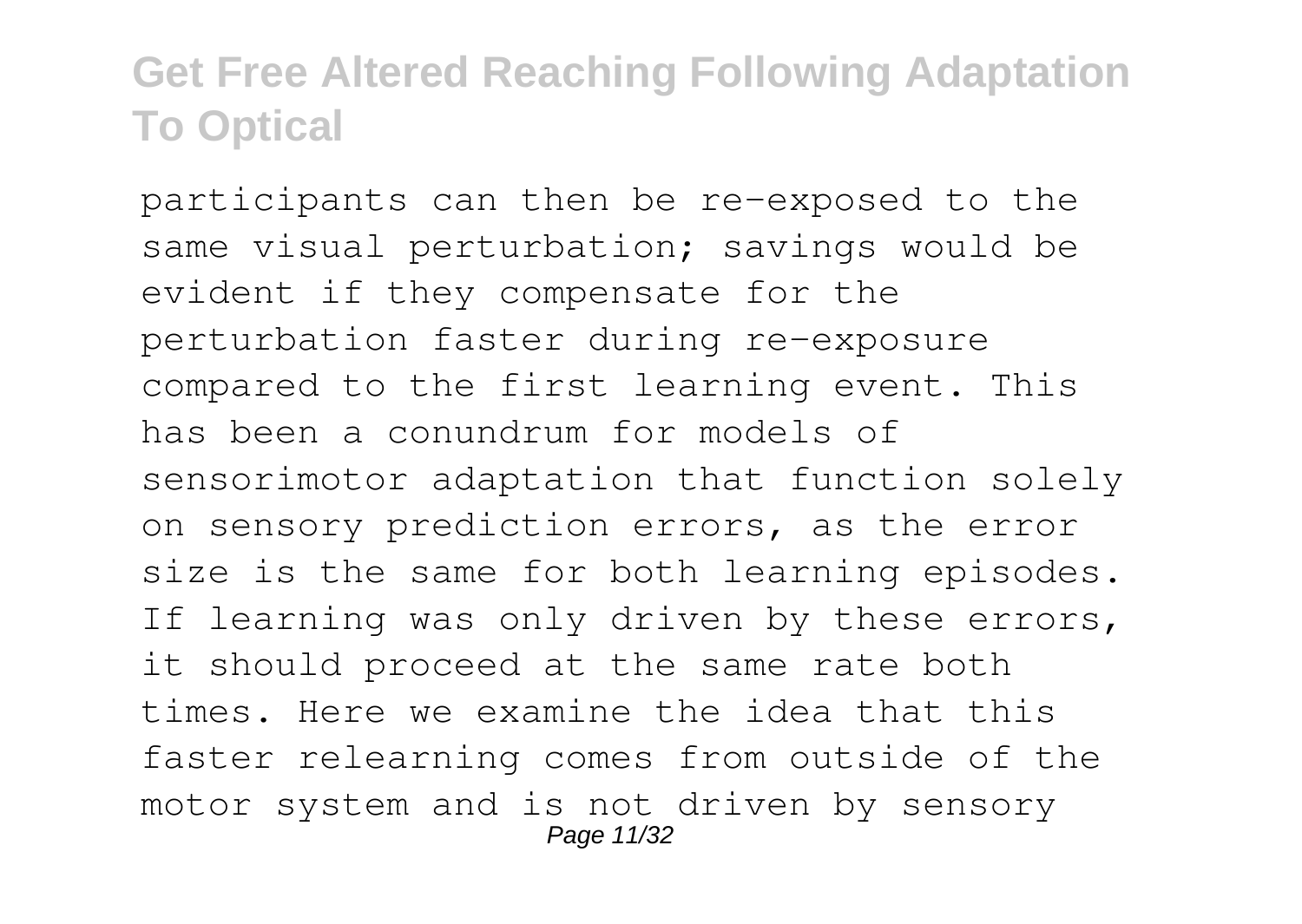participants can then be re-exposed to the same visual perturbation; savings would be evident if they compensate for the perturbation faster during re-exposure compared to the first learning event. This has been a conundrum for models of sensorimotor adaptation that function solely on sensory prediction errors, as the error size is the same for both learning episodes. If learning was only driven by these errors, it should proceed at the same rate both times. Here we examine the idea that this faster relearning comes from outside of the motor system and is not driven by sensory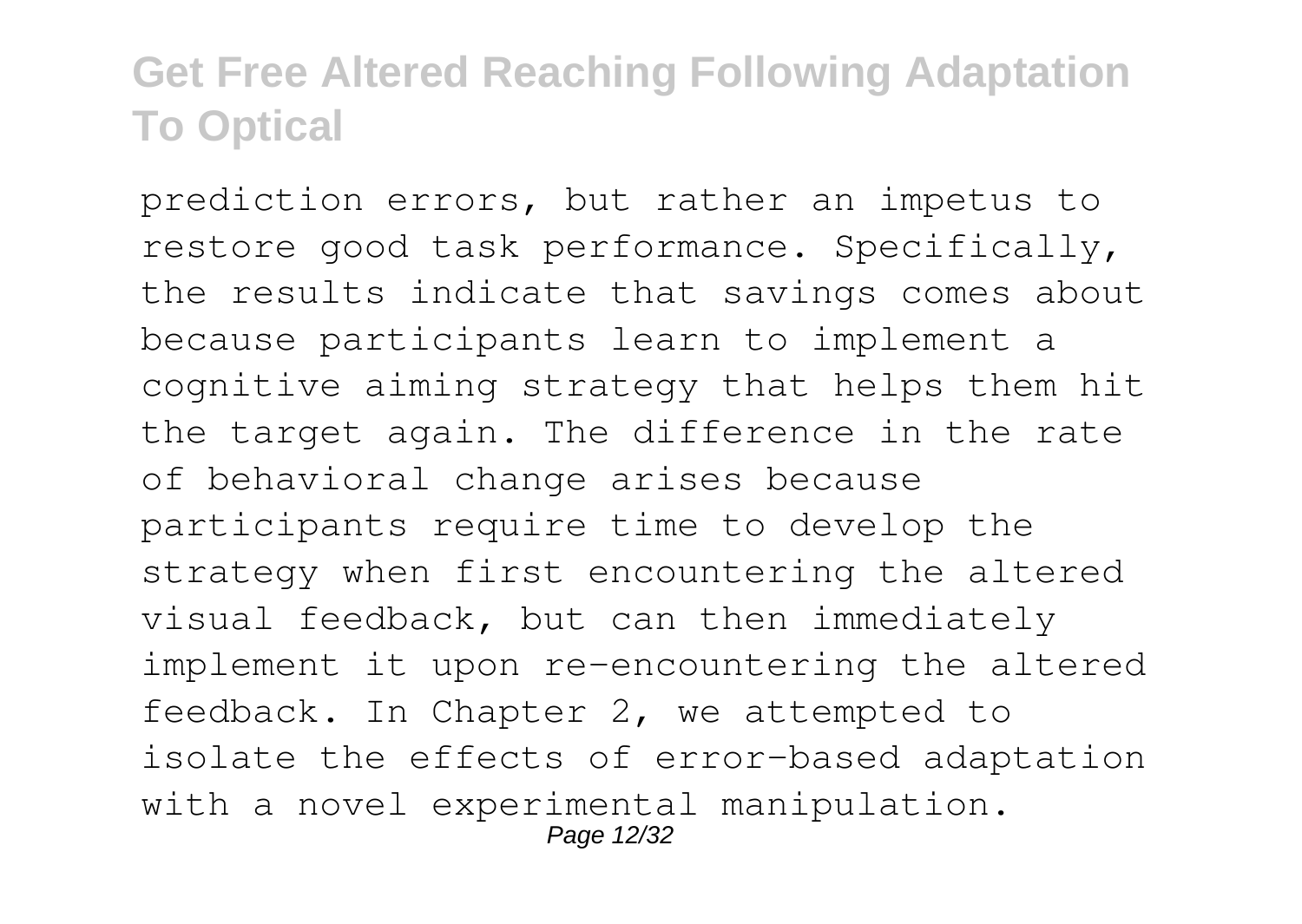prediction errors, but rather an impetus to restore good task performance. Specifically, the results indicate that savings comes about because participants learn to implement a cognitive aiming strategy that helps them hit the target again. The difference in the rate of behavioral change arises because participants require time to develop the strategy when first encountering the altered visual feedback, but can then immediately implement it upon re-encountering the altered feedback. In Chapter 2, we attempted to isolate the effects of error-based adaptation with a novel experimental manipulation.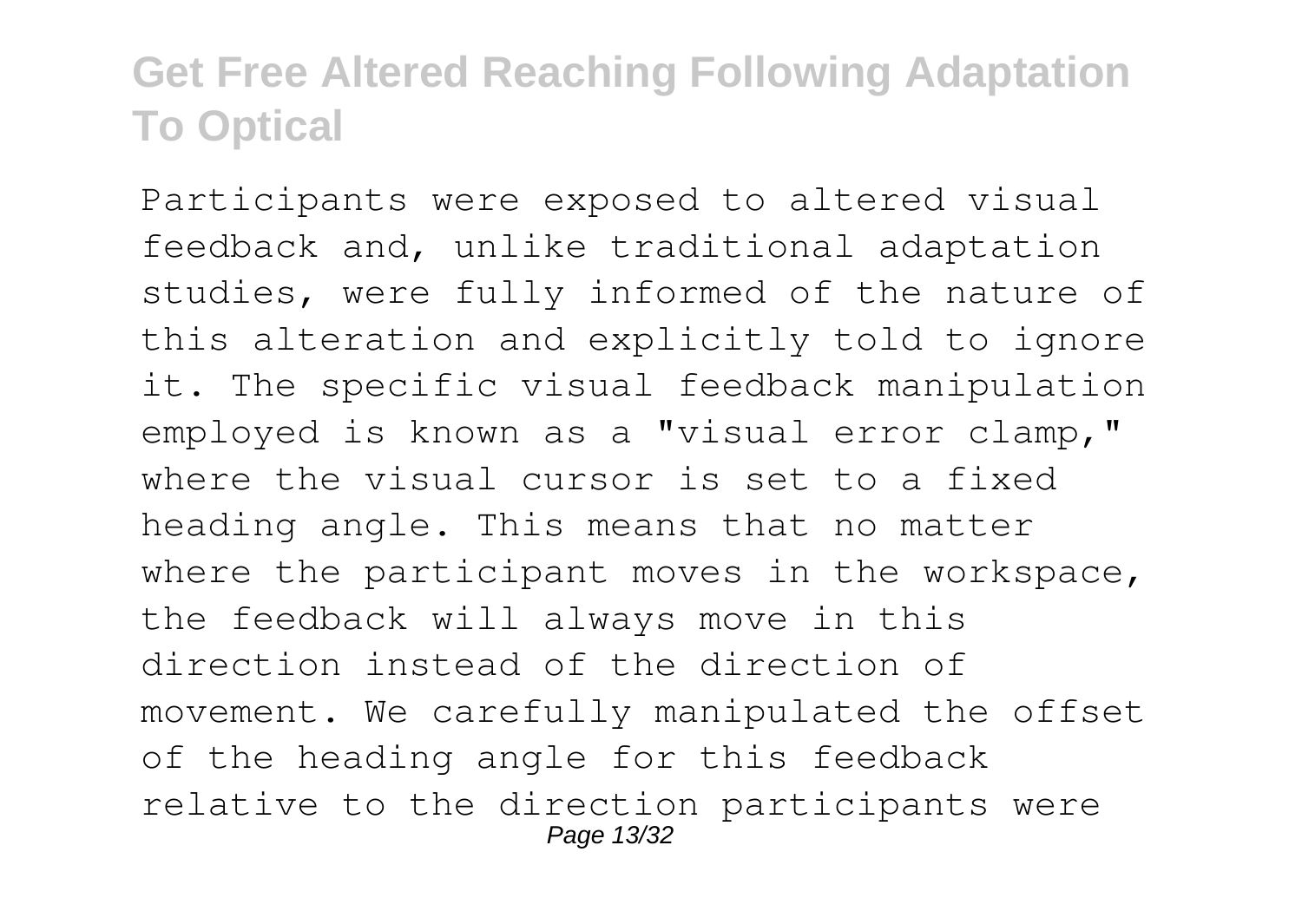Participants were exposed to altered visual feedback and, unlike traditional adaptation studies, were fully informed of the nature of this alteration and explicitly told to ignore it. The specific visual feedback manipulation employed is known as a "visual error clamp," where the visual cursor is set to a fixed heading angle. This means that no matter where the participant moves in the workspace, the feedback will always move in this direction instead of the direction of movement. We carefully manipulated the offset of the heading angle for this feedback relative to the direction participants were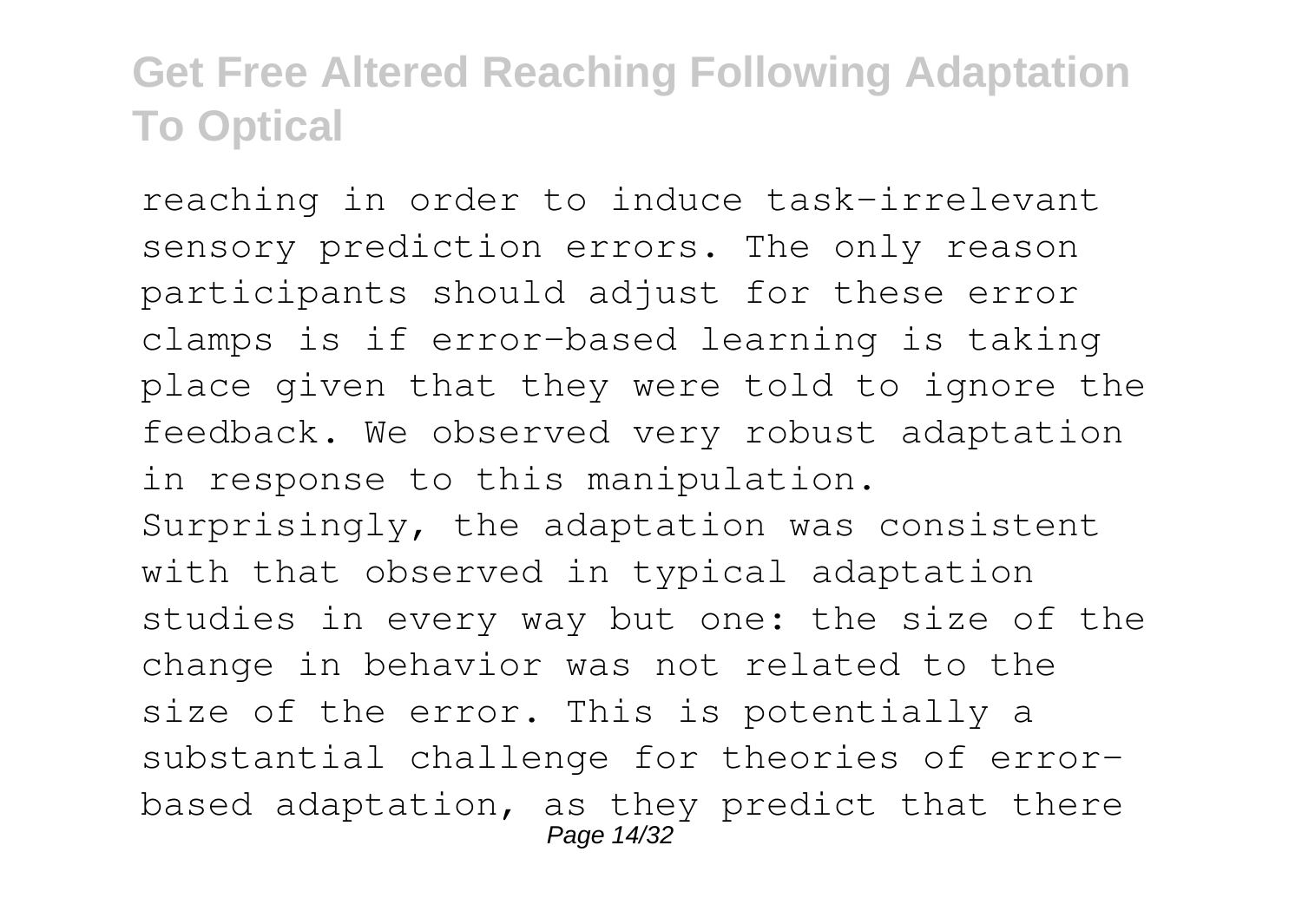reaching in order to induce task-irrelevant sensory prediction errors. The only reason participants should adjust for these error clamps is if error-based learning is taking place given that they were told to ignore the feedback. We observed very robust adaptation in response to this manipulation. Surprisingly, the adaptation was consistent with that observed in typical adaptation studies in every way but one: the size of the change in behavior was not related to the size of the error. This is potentially a substantial challenge for theories of error-based adaptation, as they predict that there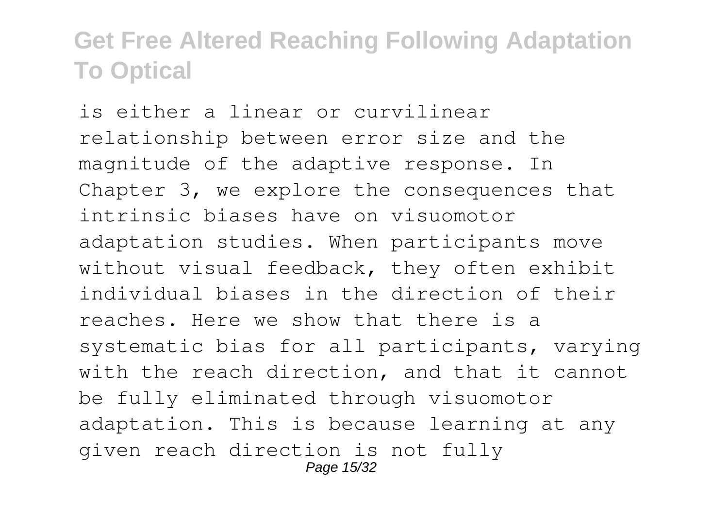is either a linear or curvilinear relationship between error size and the magnitude of the adaptive response. In Chapter 3, we explore the consequences that intrinsic biases have on visuomotor adaptation studies. When participants move without visual feedback, they often exhibit individual biases in the direction of their reaches. Here we show that there is a systematic bias for all participants, varying with the reach direction, and that it cannot be fully eliminated through visuomotor adaptation. This is because learning at any given reach direction is not fully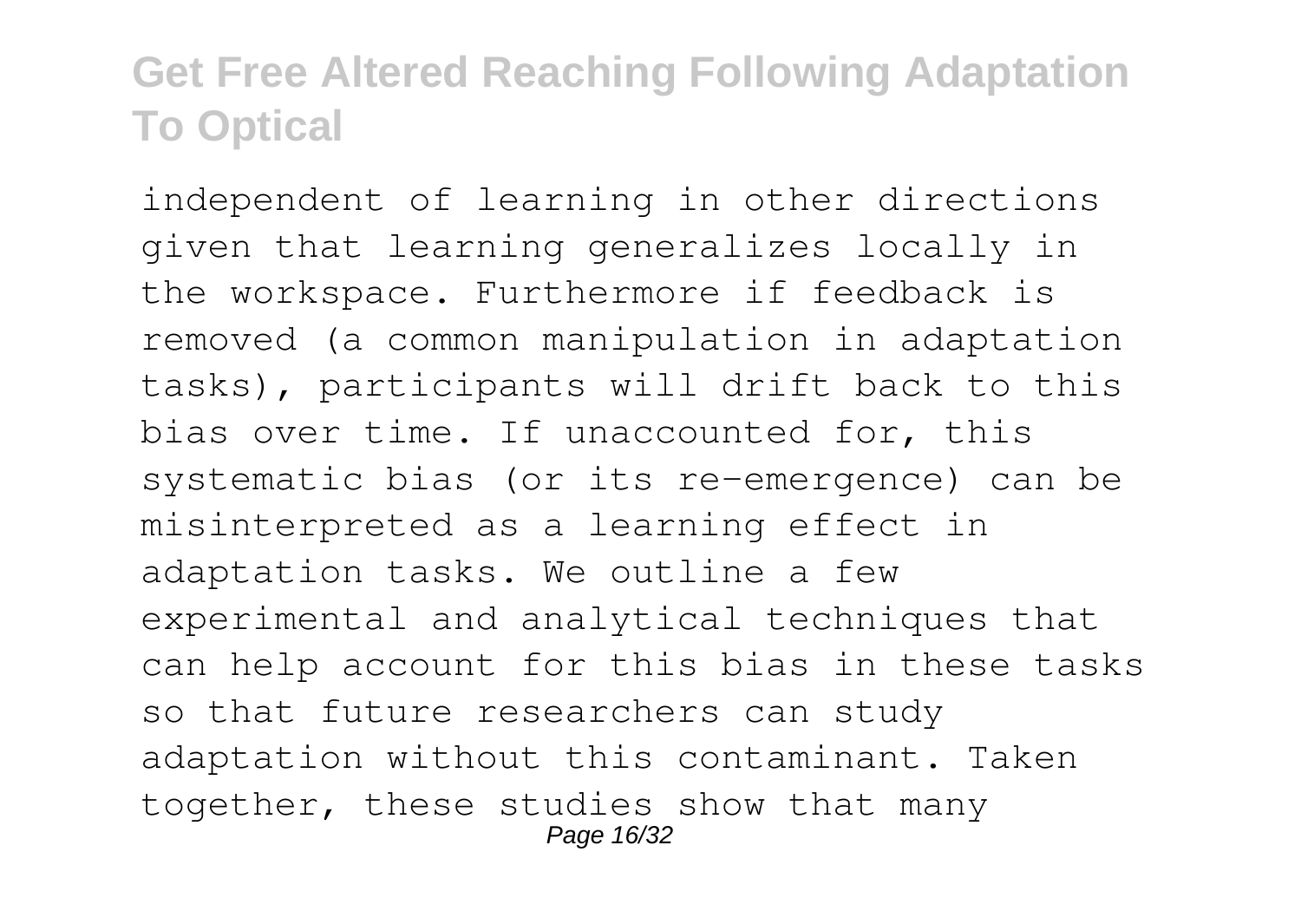independent of learning in other directions given that learning generalizes locally in the workspace. Furthermore if feedback is removed (a common manipulation in adaptation tasks), participants will drift back to this bias over time. If unaccounted for, this systematic bias (or its re-emergence) can be misinterpreted as a learning effect in adaptation tasks. We outline a few experimental and analytical techniques that can help account for this bias in these tasks so that future researchers can study adaptation without this contaminant. Taken together, these studies show that many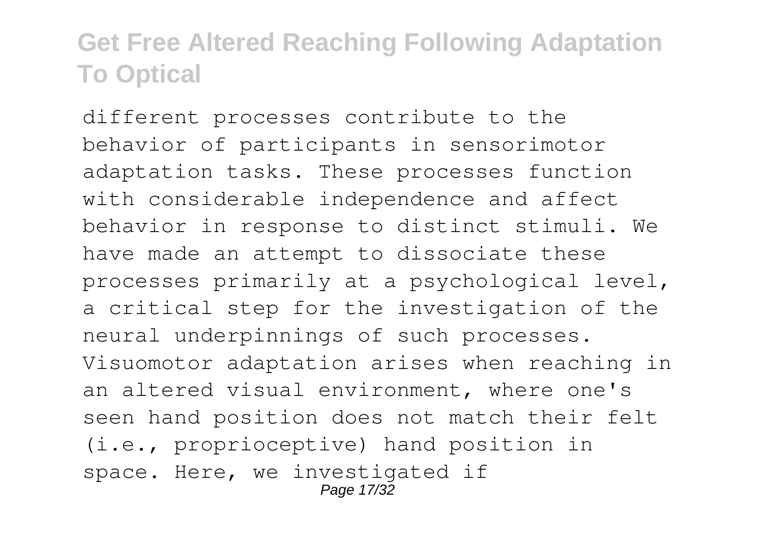different processes contribute to the behavior of participants in sensorimotor adaptation tasks. These processes function with considerable independence and affect behavior in response to distinct stimuli. We have made an attempt to dissociate these processes primarily at a psychological level, a critical step for the investigation of the neural underpinnings of such processes. Visuomotor adaptation arises when reaching in an altered visual environment, where one's seen hand position does not match their felt (i.e., proprioceptive) hand position in space. Here, we investigated if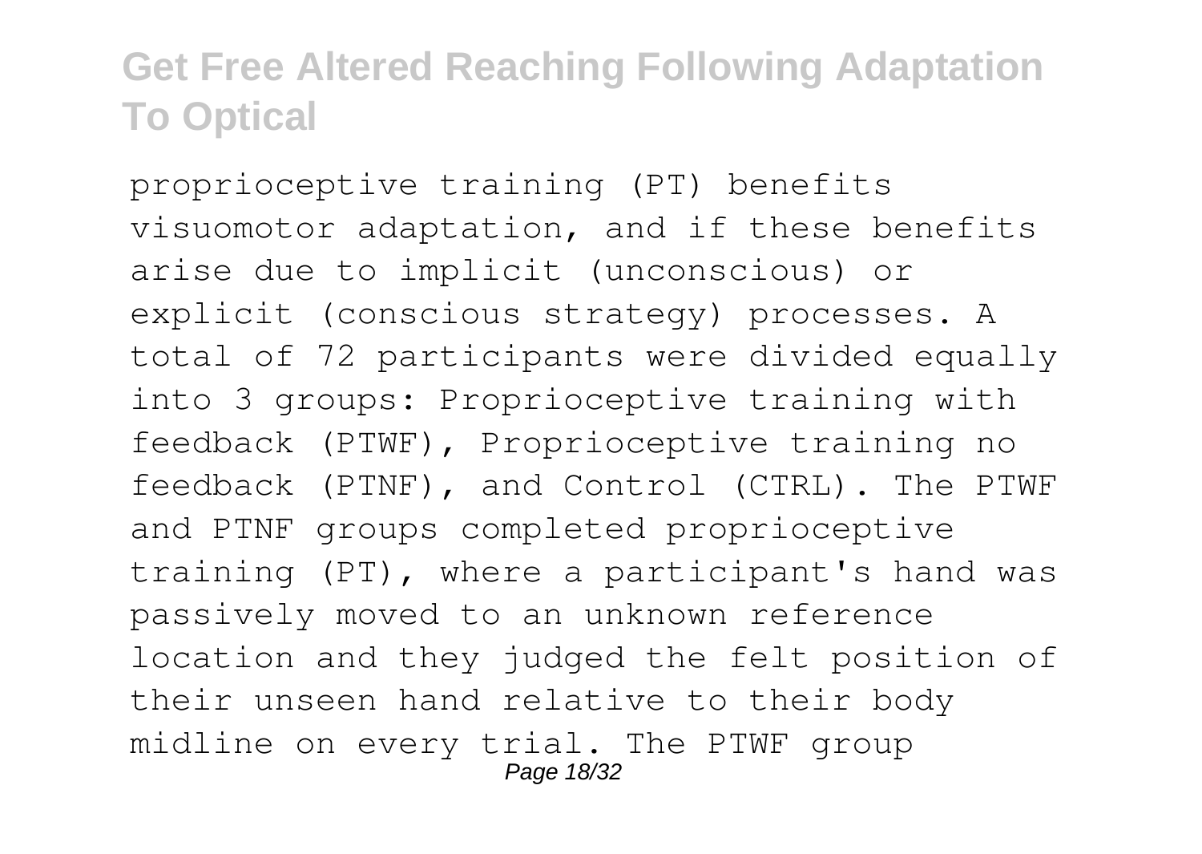proprioceptive training (PT) benefits visuomotor adaptation, and if these benefits arise due to implicit (unconscious) or explicit (conscious strategy) processes. A total of 72 participants were divided equally into 3 groups: Proprioceptive training with feedback (PTWF), Proprioceptive training no feedback (PTNF), and Control (CTRL). The PTWF and PTNF groups completed proprioceptive training (PT), where a participant's hand was passively moved to an unknown reference location and they judged the felt position of their unseen hand relative to their body midline on every trial. The PTWF group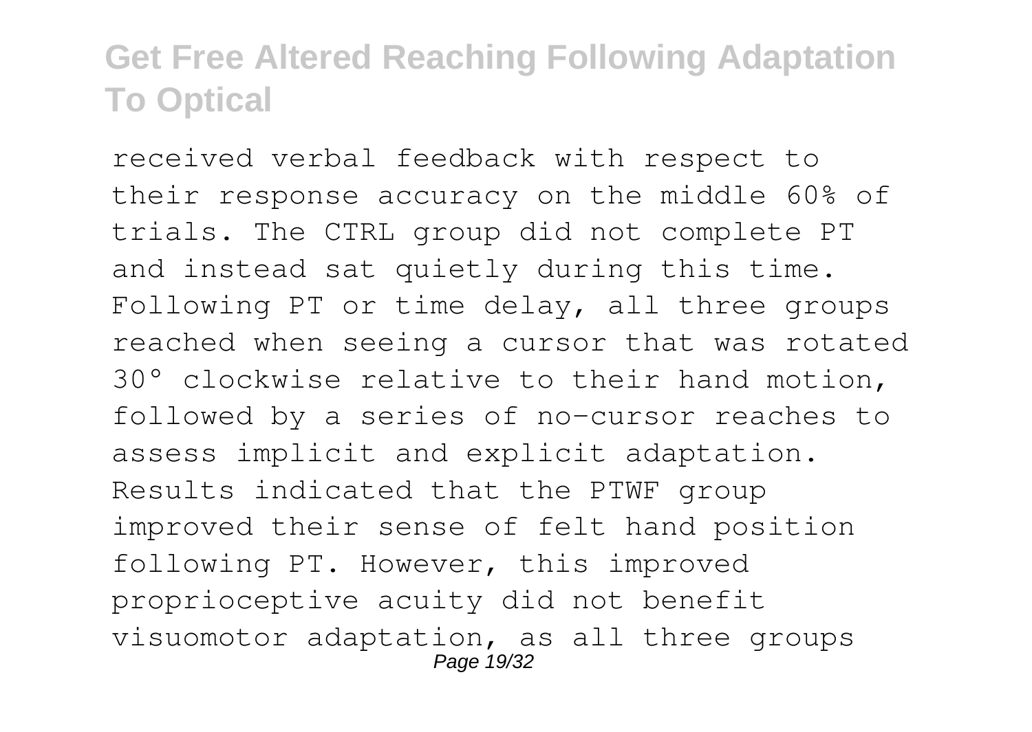received verbal feedback with respect to their response accuracy on the middle 60% of trials. The CTRL group did not complete PT and instead sat quietly during this time. Following PT or time delay, all three groups reached when seeing a cursor that was rotated 30° clockwise relative to their hand motion, followed by a series of no-cursor reaches to assess implicit and explicit adaptation. Results indicated that the PTWF group improved their sense of felt hand position following PT. However, this improved proprioceptive acuity did not benefit visuomotor adaptation, as all three groups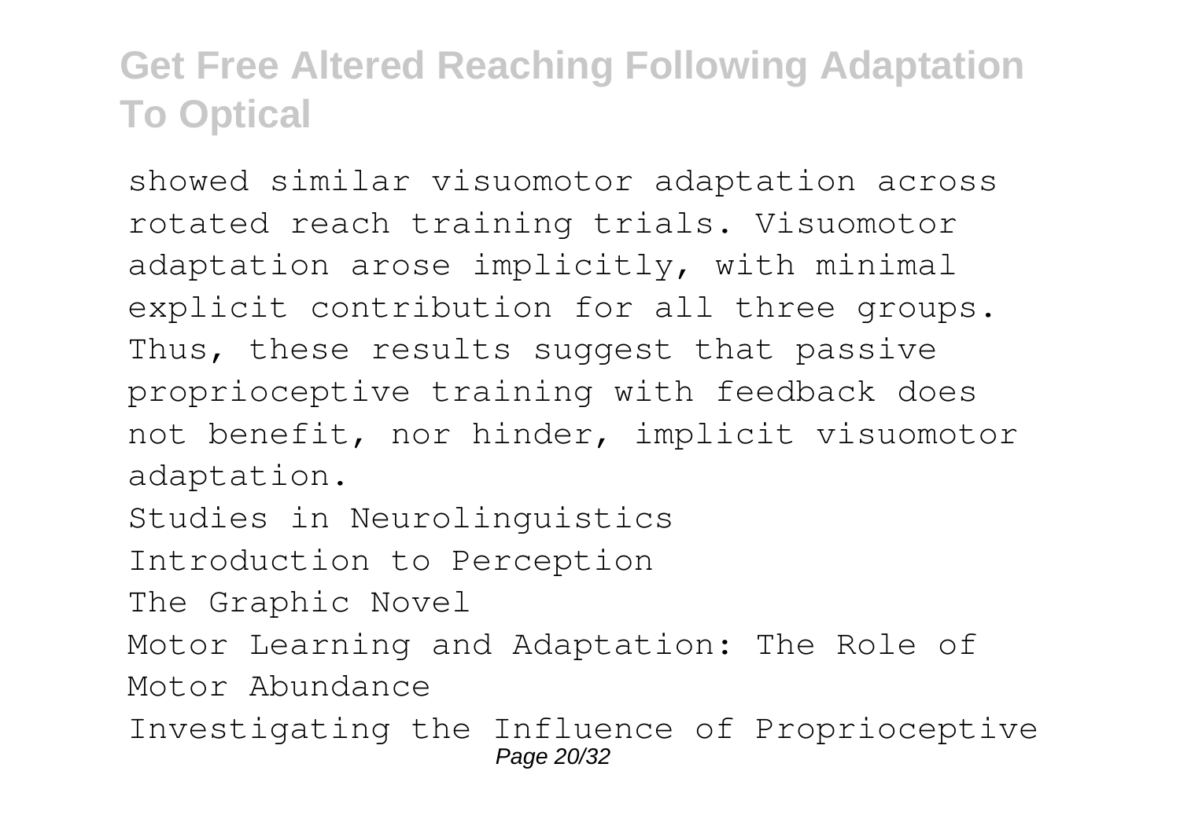showed similar visuomotor adaptation across rotated reach training trials. Visuomotor adaptation arose implicitly, with minimal explicit contribution for all three groups. Thus, these results suggest that passive proprioceptive training with feedback does not benefit, nor hinder, implicit visuomotor adaptation.

Studies in Neurolinguistics

Introduction to Perception

The Graphic Novel

Motor Learning and Adaptation: The Role of Motor Abundance

Investigating the Influence of Proprioceptive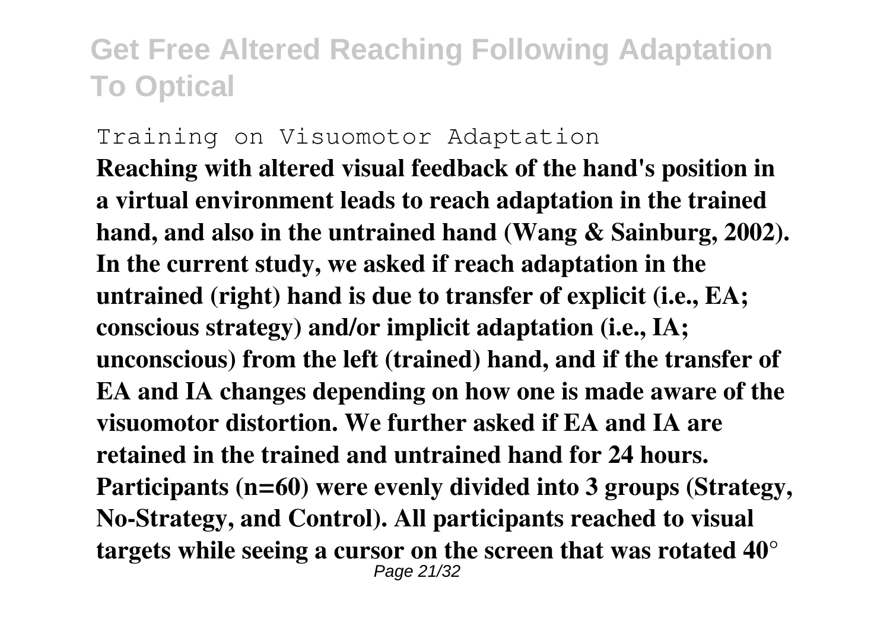Training on Visuomotor Adaptation

**Reaching with altered visual feedback of the hand's position in a virtual environment leads to reach adaptation in the trained hand, and also in the untrained hand (Wang & Sainburg, 2002). In the current study, we asked if reach adaptation in the untrained (right) hand is due to transfer of explicit (i.e., EA; conscious strategy) and/or implicit adaptation (i.e., IA; unconscious) from the left (trained) hand, and if the transfer of EA and IA changes depending on how one is made aware of the visuomotor distortion. We further asked if EA and IA are retained in the trained and untrained hand for 24 hours. Participants (n=60) were evenly divided into 3 groups (Strategy, No-Strategy, and Control). All participants reached to visual targets while seeing a cursor on the screen that was rotated 40°**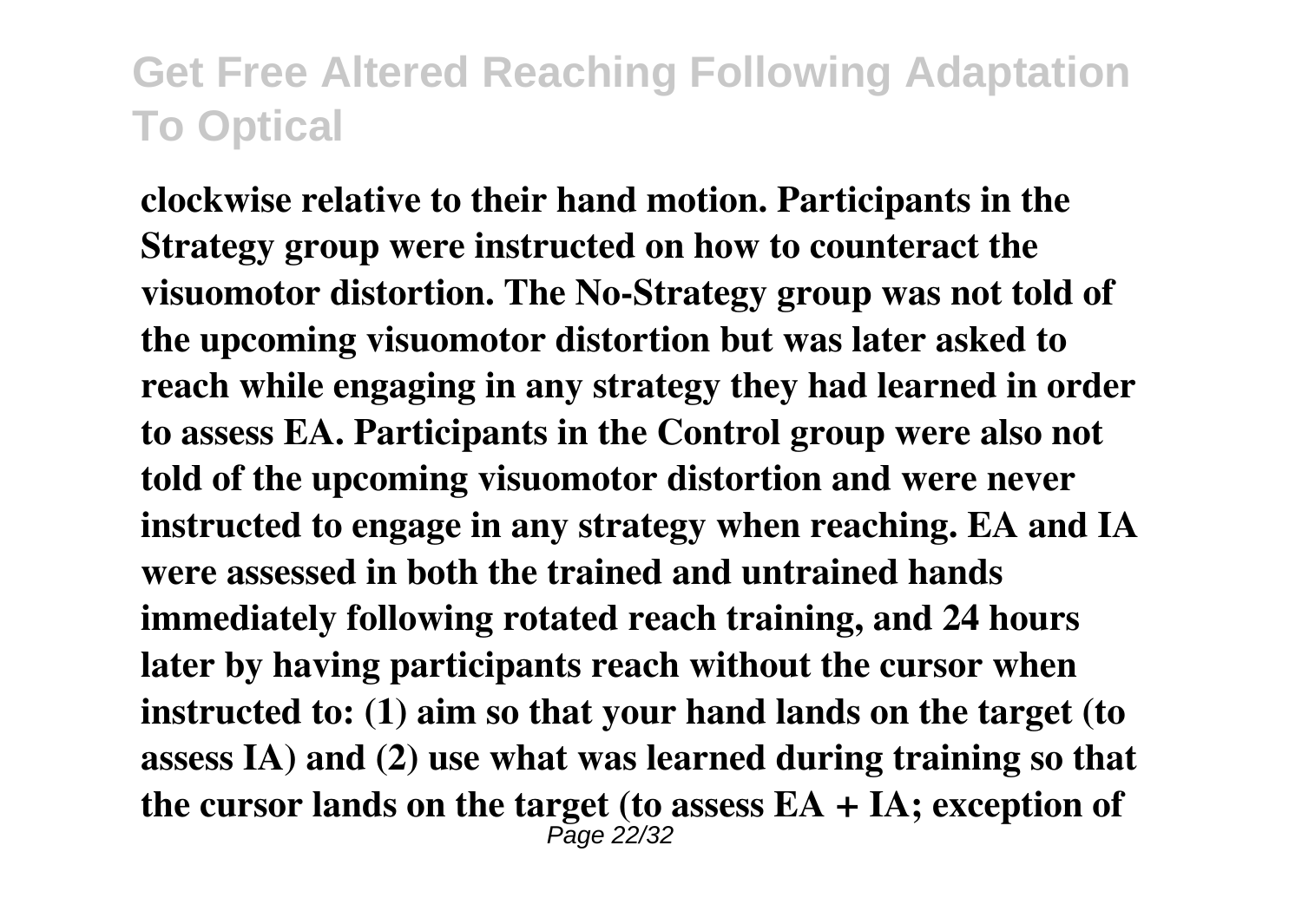**clockwise relative to their hand motion. Participants in the Strategy group were instructed on how to counteract the visuomotor distortion. The No-Strategy group was not told of the upcoming visuomotor distortion but was later asked to reach while engaging in any strategy they had learned in order to assess EA. Participants in the Control group were also not told of the upcoming visuomotor distortion and were never instructed to engage in any strategy when reaching. EA and IA were assessed in both the trained and untrained hands immediately following rotated reach training, and 24 hours later by having participants reach without the cursor when instructed to: (1) aim so that your hand lands on the target (to assess IA) and (2) use what was learned during training so that the cursor lands on the target (to assess EA + IA; exception of**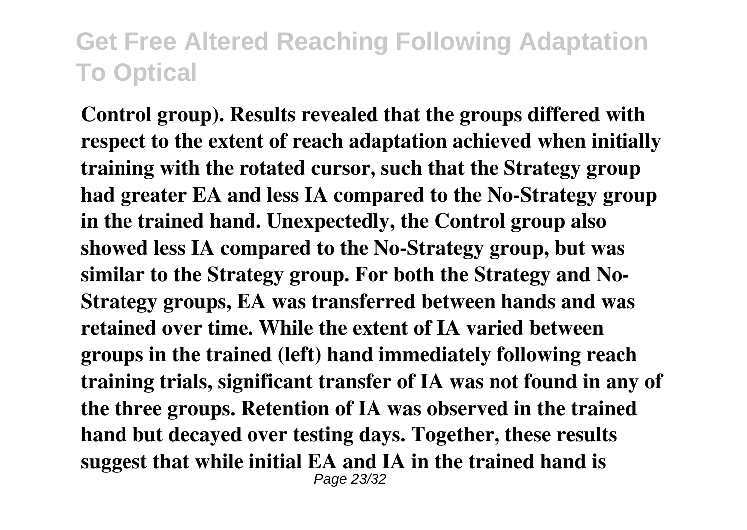Control group). Results revealed that the groups differed with respect to the extent of reach adaptation achieved when initially training with the rotated cursor, such that the Strategy group had greater EA and less IA compared to the No-Strategy group in the trained hand. Unexpectedly, the Control group also showed less IA compared to the No-Strategy group, but was similar to the Strategy group. For both the Strategy and No-Strategy groups, EA was transferred between hands and was retained over time. While the extent of IA varied between groups in the trained (left) hand immediately following reach training trials, significant transfer of IA was not found in any of the three groups. Retention of IA was observed in the trained hand but decayed over testing days. Together, these results suggest that while initial EA and IA in the trained hand is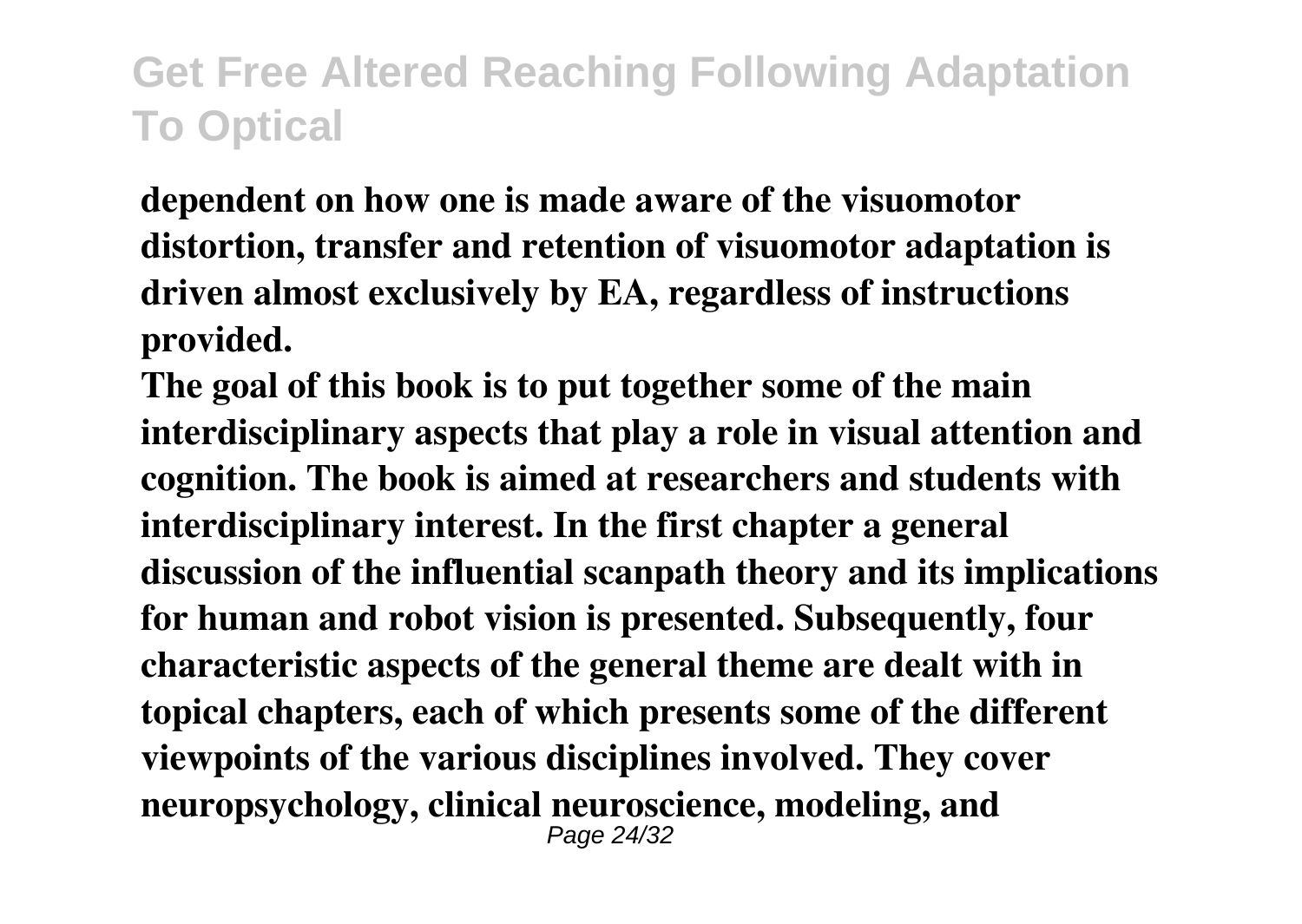**dependent on how one is made aware of the visuomotor distortion, transfer and retention of visuomotor adaptation is driven almost exclusively by EA, regardless of instructions provided.**

**The goal of this book is to put together some of the main interdisciplinary aspects that play a role in visual attention and cognition. The book is aimed at researchers and students with interdisciplinary interest. In the first chapter a general discussion of the influential scanpath theory and its implications for human and robot vision is presented. Subsequently, four characteristic aspects of the general theme are dealt with in topical chapters, each of which presents some of the different viewpoints of the various disciplines involved. They cover neuropsychology, clinical neuroscience, modeling, and**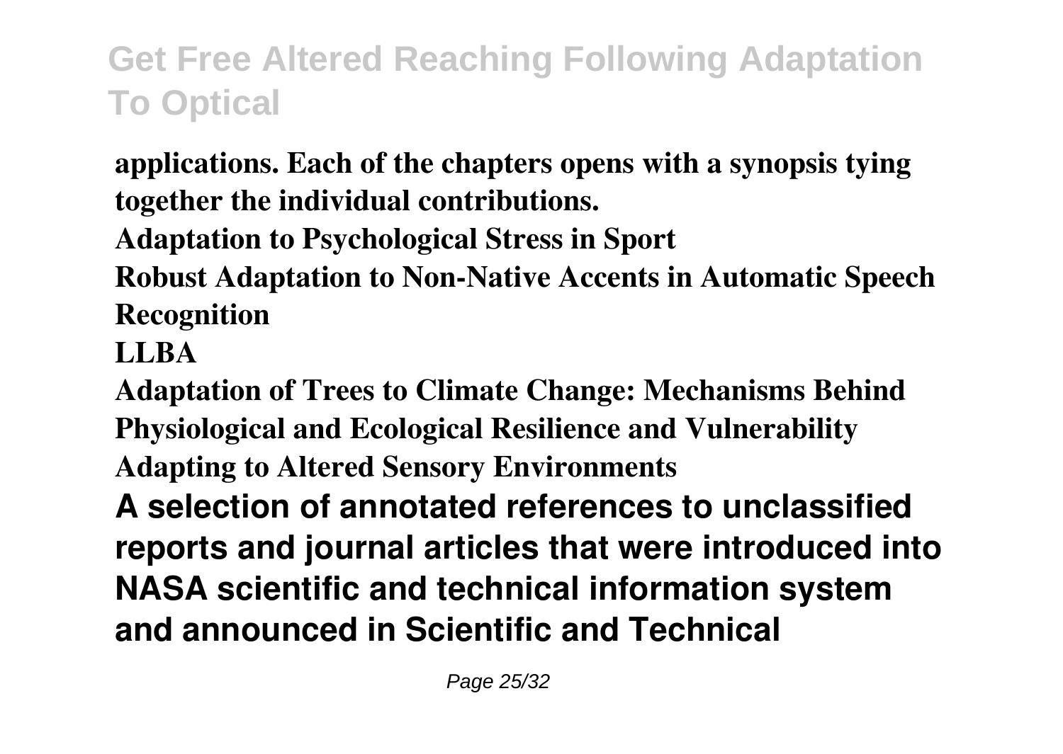**applications. Each of the chapters opens with a synopsis tying together the individual contributions.**

**Adaptation to Psychological Stress in Sport**

**Robust Adaptation to Non-Native Accents in Automatic Speech Recognition**

**LLBA**

**Adaptation of Trees to Climate Change: Mechanisms Behind Physiological and Ecological Resilience and Vulnerability**

**Adapting to Altered Sensory Environments**

**A selection of annotated references to unclassified reports and journal articles that were introduced into NASA scientific and technical information system and announced in Scientific and Technical**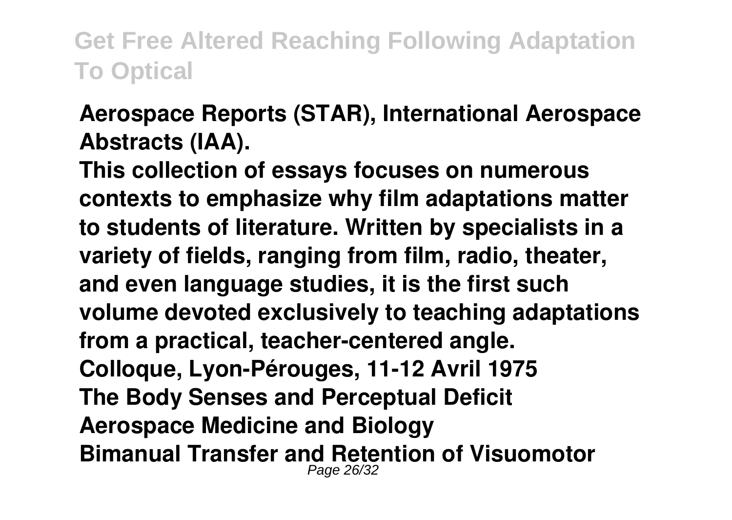**Aerospace Reports (STAR), International Aerospace Abstracts (IAA).**

**This collection of essays focuses on numerous contexts to emphasize why film adaptations matter to students of literature. Written by specialists in a variety of fields, ranging from film, radio, theater, and even language studies, it is the first such volume devoted exclusively to teaching adaptations from a practical, teacher-centered angle.**

**Colloque, Lyon-Pérouges, 11-12 Avril 1975**

**The Body Senses and Perceptual Deficit**

**Aerospace Medicine and Biology**

**Bimanual Transfer and Retention of Visuomotor**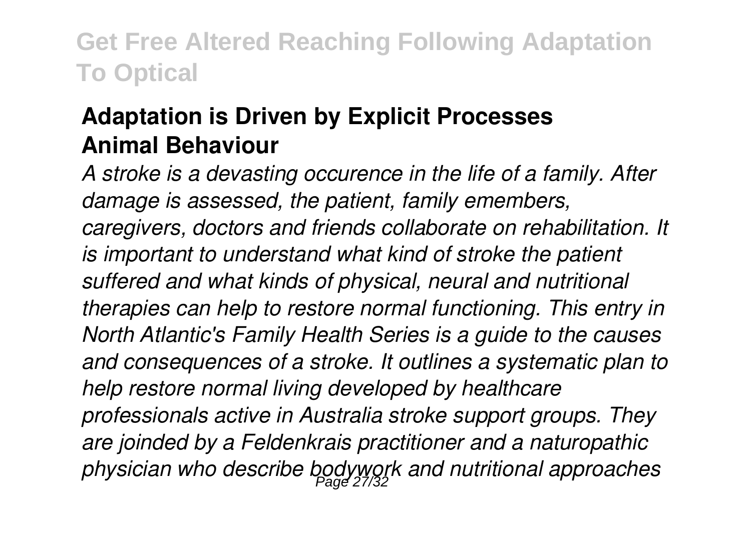**Adaptation is Driven by Explicit Processes**
**Animal Behaviour**

*A stroke is a devasting occurence in the life of a family. After damage is assessed, the patient, family emembers, caregivers, doctors and friends collaborate on rehabilitation. It is important to understand what kind of stroke the patient suffered and what kinds of physical, neural and nutritional therapies can help to restore normal functioning. This entry in North Atlantic's Family Health Series is a guide to the causes and consequences of a stroke. It outlines a systematic plan to help restore normal living developed by healthcare professionals active in Australia stroke support groups. They are joinded by a Feldenkrais practitioner and a naturopathic physician who describe bodywork and nutritional approaches*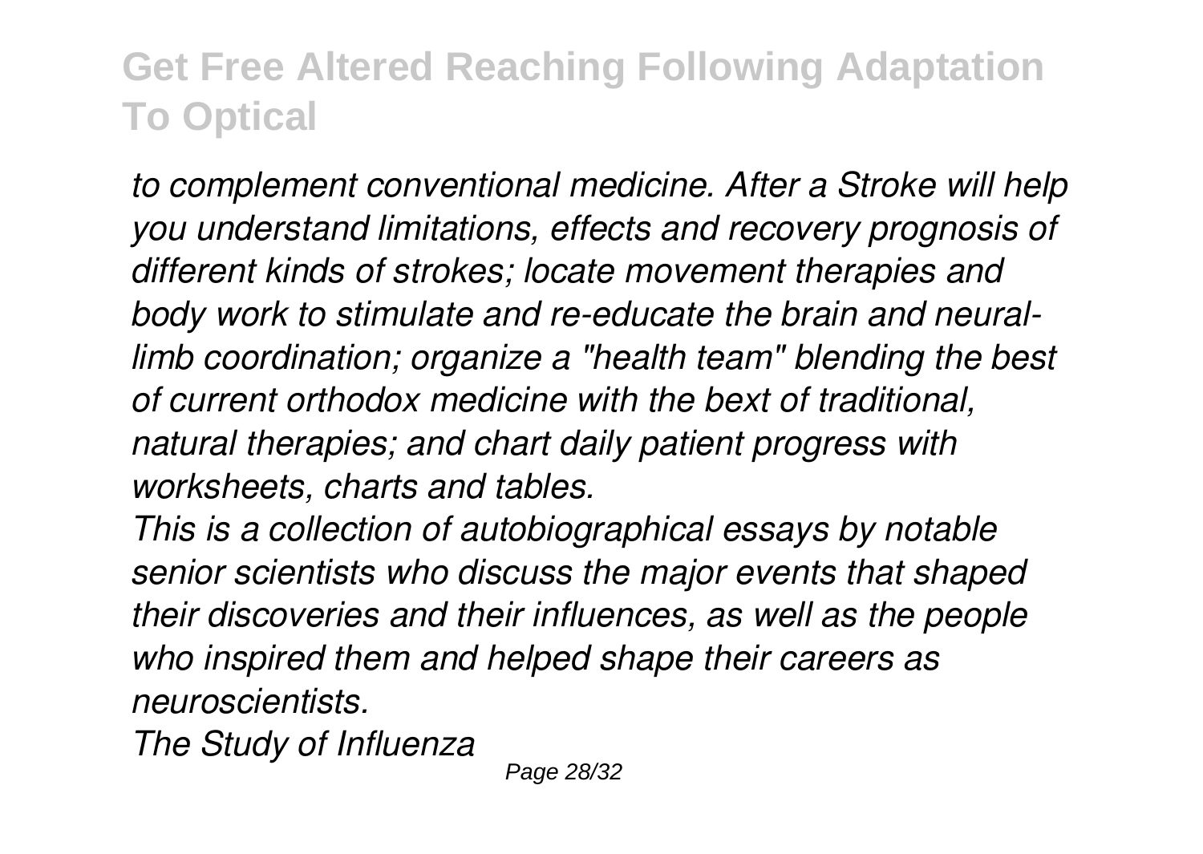*to complement conventional medicine. After a Stroke will help you understand limitations, effects and recovery prognosis of different kinds of strokes; locate movement therapies and body work to stimulate and re-educate the brain and neural-limb coordination; organize a "health team" blending the best of current orthodox medicine with the bext of traditional, natural therapies; and chart daily patient progress with worksheets, charts and tables.*

*This is a collection of autobiographical essays by notable senior scientists who discuss the major events that shaped their discoveries and their influences, as well as the people who inspired them and helped shape their careers as neuroscientists.*

*The Study of Influenza*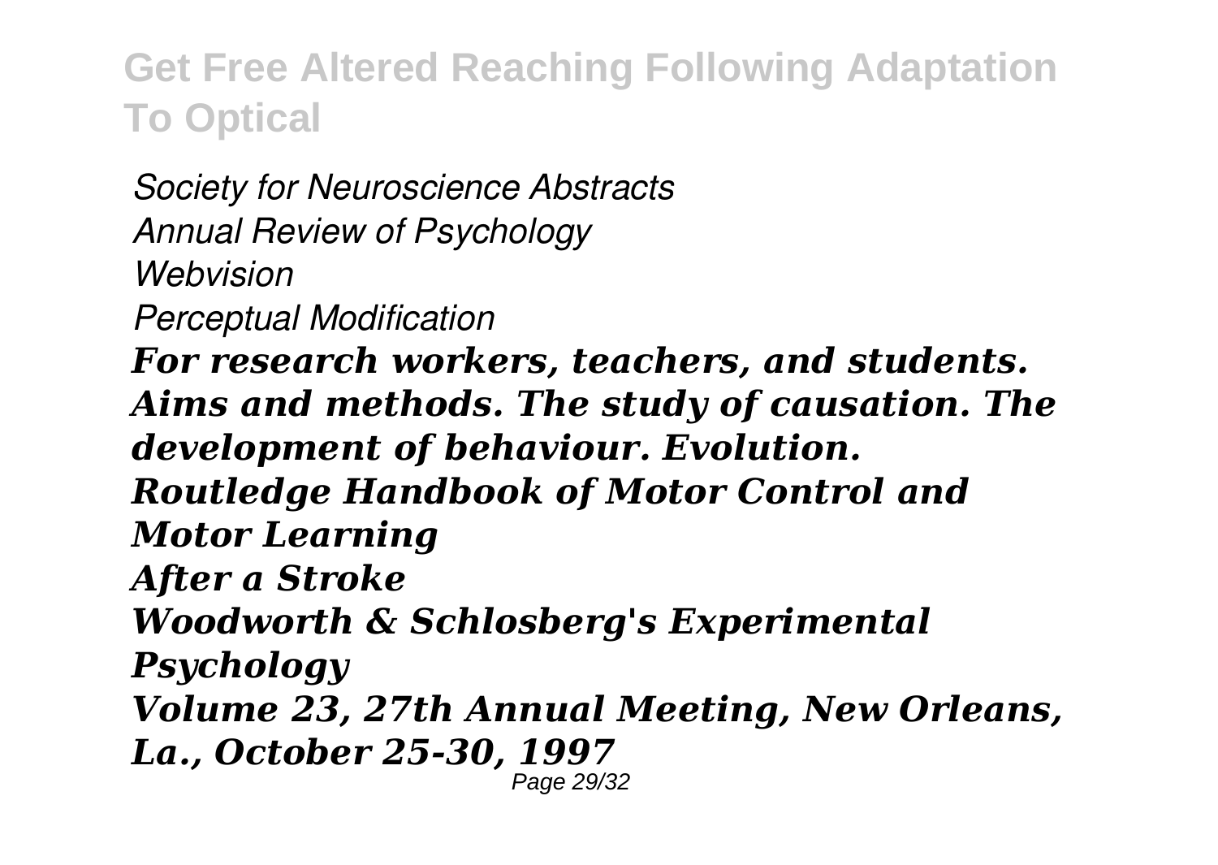*Society for Neuroscience Abstracts*
*Annual Review of Psychology*
*Webvision*
*Perceptual Modification*

***For research workers, teachers, and students. Aims and methods. The study of causation. The development of behaviour. Evolution.***

***Routledge Handbook of Motor Control and Motor Learning***
***After a Stroke***
***Woodworth & Schlosberg's Experimental Psychology***
***Volume 23, 27th Annual Meeting, New Orleans, La., October 25-30, 1997***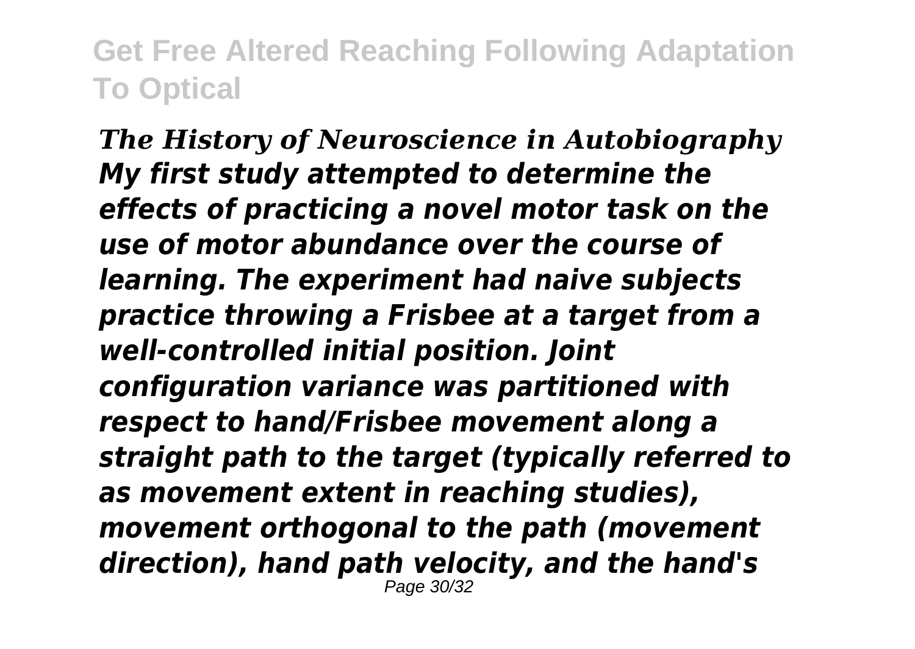***The History of Neuroscience in Autobiography***

***My first study attempted to determine the effects of practicing a novel motor task on the use of motor abundance over the course of learning. The experiment had naive subjects practice throwing a Frisbee at a target from a well-controlled initial position. Joint configuration variance was partitioned with respect to hand/Frisbee movement along a straight path to the target (typically referred to as movement extent in reaching studies), movement orthogonal to the path (movement direction), hand path velocity, and the hand's***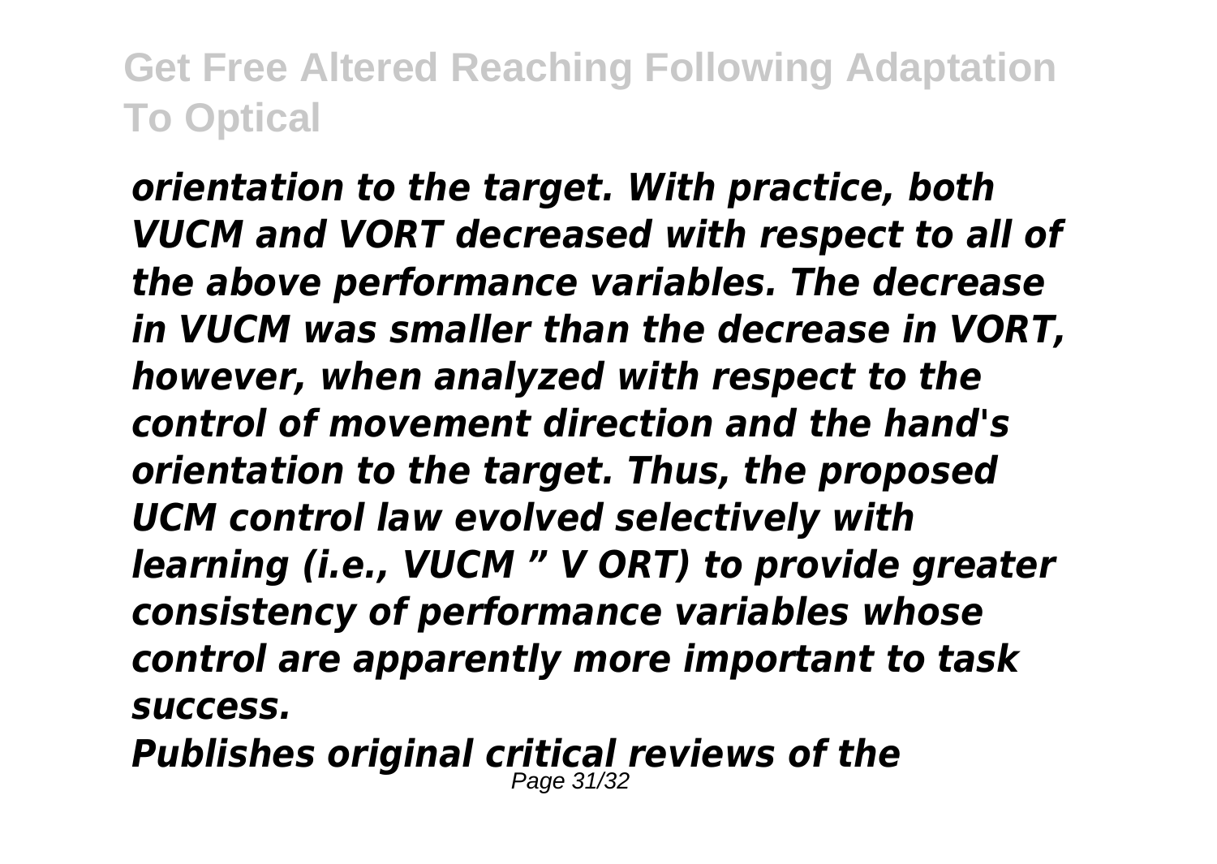*orientation to the target. With practice, both VUCM and VORT decreased with respect to all of the above performance variables. The decrease in VUCM was smaller than the decrease in VORT, however, when analyzed with respect to the control of movement direction and the hand's orientation to the target. Thus, the proposed UCM control law evolved selectively with learning (i.e., VUCM " V ORT) to provide greater consistency of performance variables whose control are apparently more important to task success.*

*Publishes original critical reviews of the*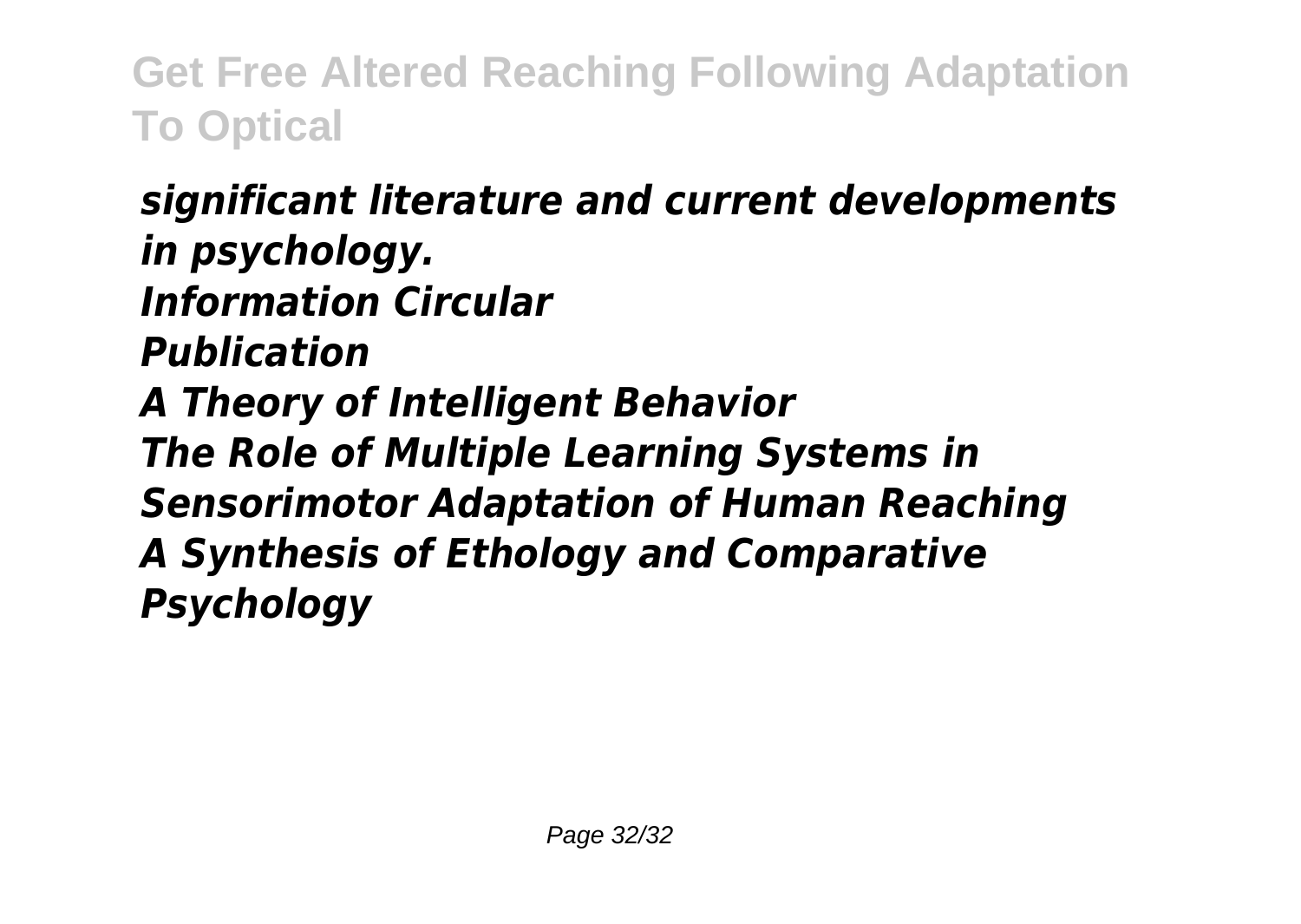*significant literature and current developments in psychology.*
*Information Circular*
*Publication*
*A Theory of Intelligent Behavior*
*The Role of Multiple Learning Systems in Sensorimotor Adaptation of Human Reaching*
*A Synthesis of Ethology and Comparative Psychology*